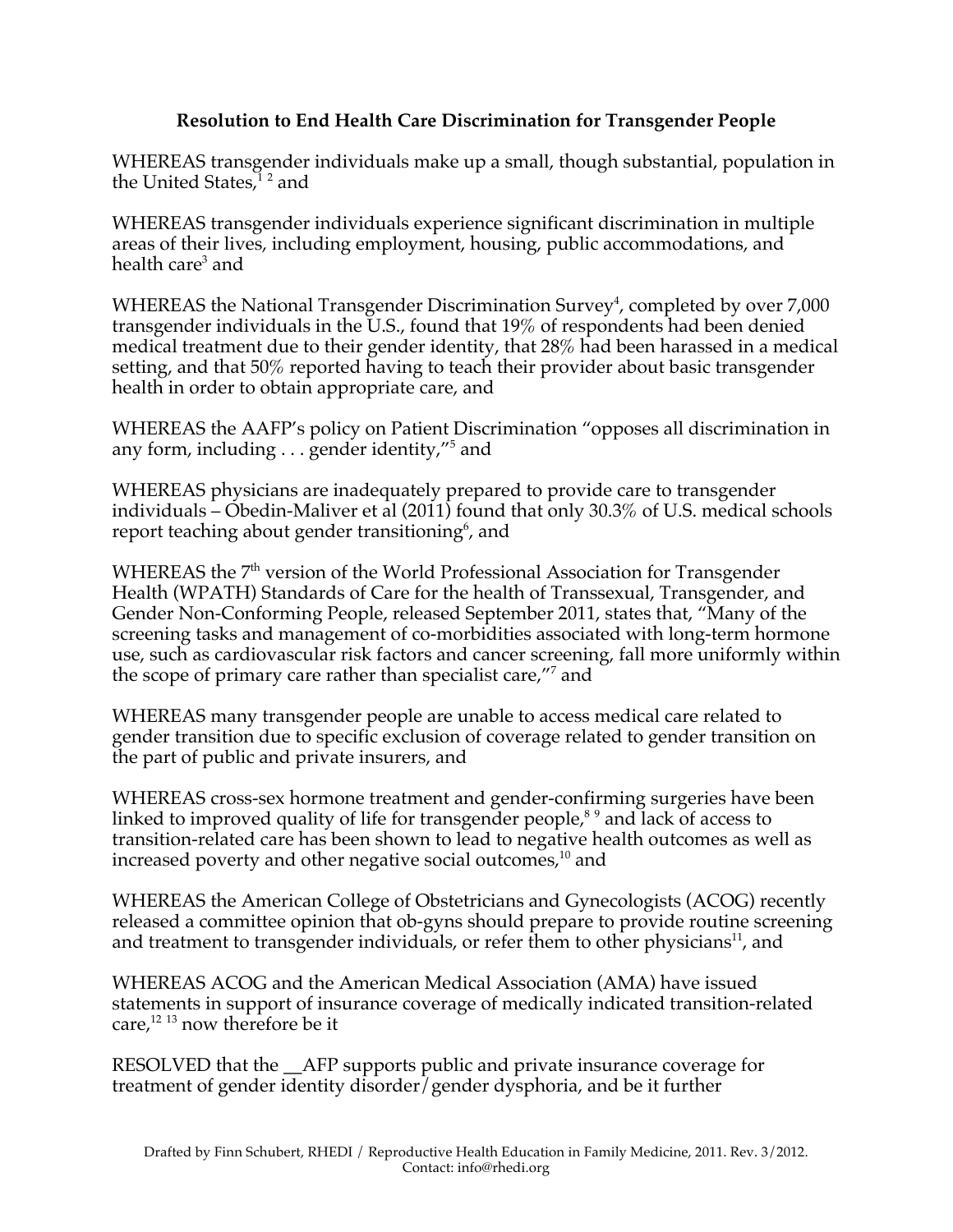**Resolution to End Health Care Discrimination for Transgender People**

WHEREAS transgender individuals make up a small, though substantial, population in the United States,[1 2] and

WHEREAS transgender individuals experience significant discrimination in multiple areas of their lives, including employment, housing, public accommodations, and health care[3] and

WHEREAS the National Transgender Discrimination Survey[4], completed by over 7,000 transgender individuals in the U.S., found that 19% of respondents had been denied medical treatment due to their gender identity, that 28% had been harassed in a medical setting, and that 50% reported having to teach their provider about basic transgender health in order to obtain appropriate care, and

WHEREAS the AAFP's policy on Patient Discrimination "opposes all discrimination in any form, including . . . gender identity,"[5] and

WHEREAS physicians are inadequately prepared to provide care to transgender individuals – Obedin-Maliver et al (2011) found that only 30.3% of U.S. medical schools report teaching about gender transitioning[6], and

WHEREAS the 7th version of the World Professional Association for Transgender Health (WPATH) Standards of Care for the health of Transsexual, Transgender, and Gender Non-Conforming People, released September 2011, states that, "Many of the screening tasks and management of co-morbidities associated with long-term hormone use, such as cardiovascular risk factors and cancer screening, fall more uniformly within the scope of primary care rather than specialist care,"[7] and

WHEREAS many transgender people are unable to access medical care related to gender transition due to specific exclusion of coverage related to gender transition on the part of public and private insurers, and

WHEREAS cross-sex hormone treatment and gender-confirming surgeries have been linked to improved quality of life for transgender people,[8 9] and lack of access to transition-related care has been shown to lead to negative health outcomes as well as increased poverty and other negative social outcomes,[10] and

WHEREAS the American College of Obstetricians and Gynecologists (ACOG) recently released a committee opinion that ob-gyns should prepare to provide routine screening and treatment to transgender individuals, or refer them to other physicians[11], and

WHEREAS ACOG and the American Medical Association (AMA) have issued statements in support of insurance coverage of medically indicated transition-related care,[12 13] now therefore be it

RESOLVED that the __AFP supports public and private insurance coverage for treatment of gender identity disorder/gender dysphoria, and be it further

Drafted by Finn Schubert, RHEDI / Reproductive Health Education in Family Medicine, 2011. Rev. 3/2012.
Contact: info@rhedi.org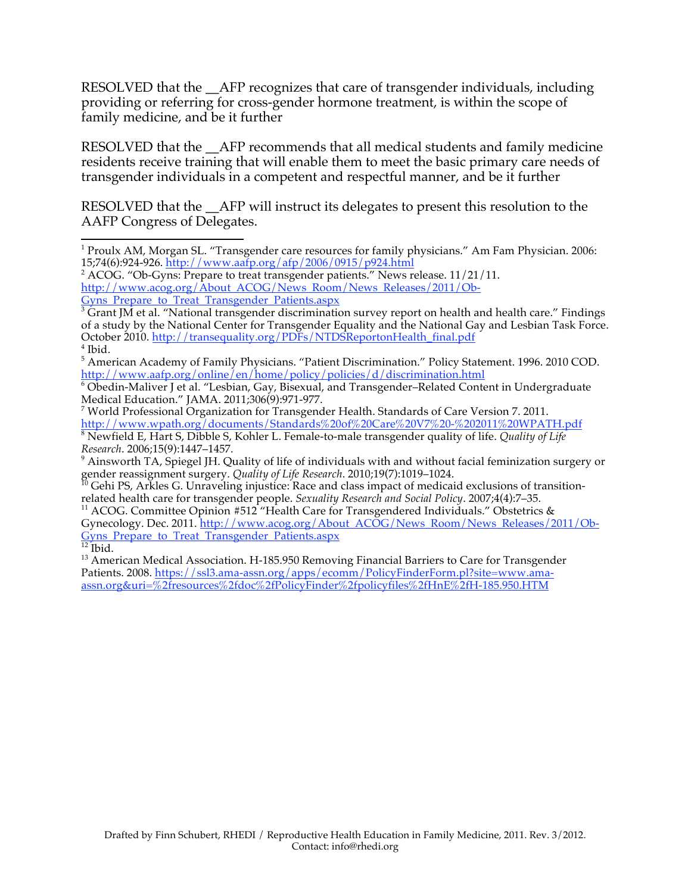RESOLVED that the __AFP recognizes that care of transgender individuals, including providing or referring for cross-gender hormone treatment, is within the scope of family medicine, and be it further

RESOLVED that the __AFP recommends that all medical students and family medicine residents receive training that will enable them to meet the basic primary care needs of transgender individuals in a competent and respectful manner, and be it further

RESOLVED that the __AFP will instruct its delegates to present this resolution to the AAFP Congress of Delegates.

---

[1] Proulx AM, Morgan SL. "Transgender care resources for family physicians." Am Fam Physician. 2006: 15;74(6):924-926. http://www.aafp.org/afp/2006/0915/p924.html

[2] ACOG. "Ob-Gyns: Prepare to treat transgender patients." News release. 11/21/11. http://www.acog.org/About_ACOG/News_Room/News_Releases/2011/Ob-Gyns_Prepare_to_Treat_Transgender_Patients.aspx

[3] Grant JM et al. "National transgender discrimination survey report on health and health care." Findings of a study by the National Center for Transgender Equality and the National Gay and Lesbian Task Force. October 2010. http://transequality.org/PDFs/NTDSReportonHealth_final.pdf

[4] Ibid.

[5] American Academy of Family Physicians. "Patient Discrimination." Policy Statement. 1996. 2010 COD. http://www.aafp.org/online/en/home/policy/policies/d/discrimination.html

[6] Obedin-Maliver J et al. "Lesbian, Gay, Bisexual, and Transgender–Related Content in Undergraduate Medical Education." JAMA. 2011;306(9):971-977.

[7] World Professional Organization for Transgender Health. Standards of Care Version 7. 2011. http://www.wpath.org/documents/Standards%20of%20Care%20V7%20-%202011%20WPATH.pdf

[8] Newfield E, Hart S, Dibble S, Kohler L. Female-to-male transgender quality of life. *Quality of Life Research*. 2006;15(9):1447–1457.

[9] Ainsworth TA, Spiegel JH. Quality of life of individuals with and without facial feminization surgery or gender reassignment surgery. *Quality of Life Research*. 2010;19(7):1019–1024.

[10] Gehi PS, Arkles G. Unraveling injustice: Race and class impact of medicaid exclusions of transition-related health care for transgender people. *Sexuality Research and Social Policy*. 2007;4(4):7–35.

[11] ACOG. Committee Opinion #512 "Health Care for Transgendered Individuals." Obstetrics & Gynecology. Dec. 2011. http://www.acog.org/About_ACOG/News_Room/News_Releases/2011/Ob-Gyns_Prepare_to_Treat_Transgender_Patients.aspx

[12] Ibid.

[13] American Medical Association. H-185.950 Removing Financial Barriers to Care for Transgender Patients. 2008. https://ssl3.ama-assn.org/apps/ecomm/PolicyFinderForm.pl?site=www.ama-assn.org&uri=%2fresources%2fdoc%2fPolicyFinder%2fpolicyfiles%2fHnE%2fH-185.950.HTM

Drafted by Finn Schubert, RHEDI / Reproductive Health Education in Family Medicine, 2011. Rev. 3/2012.
Contact: info@rhedi.org